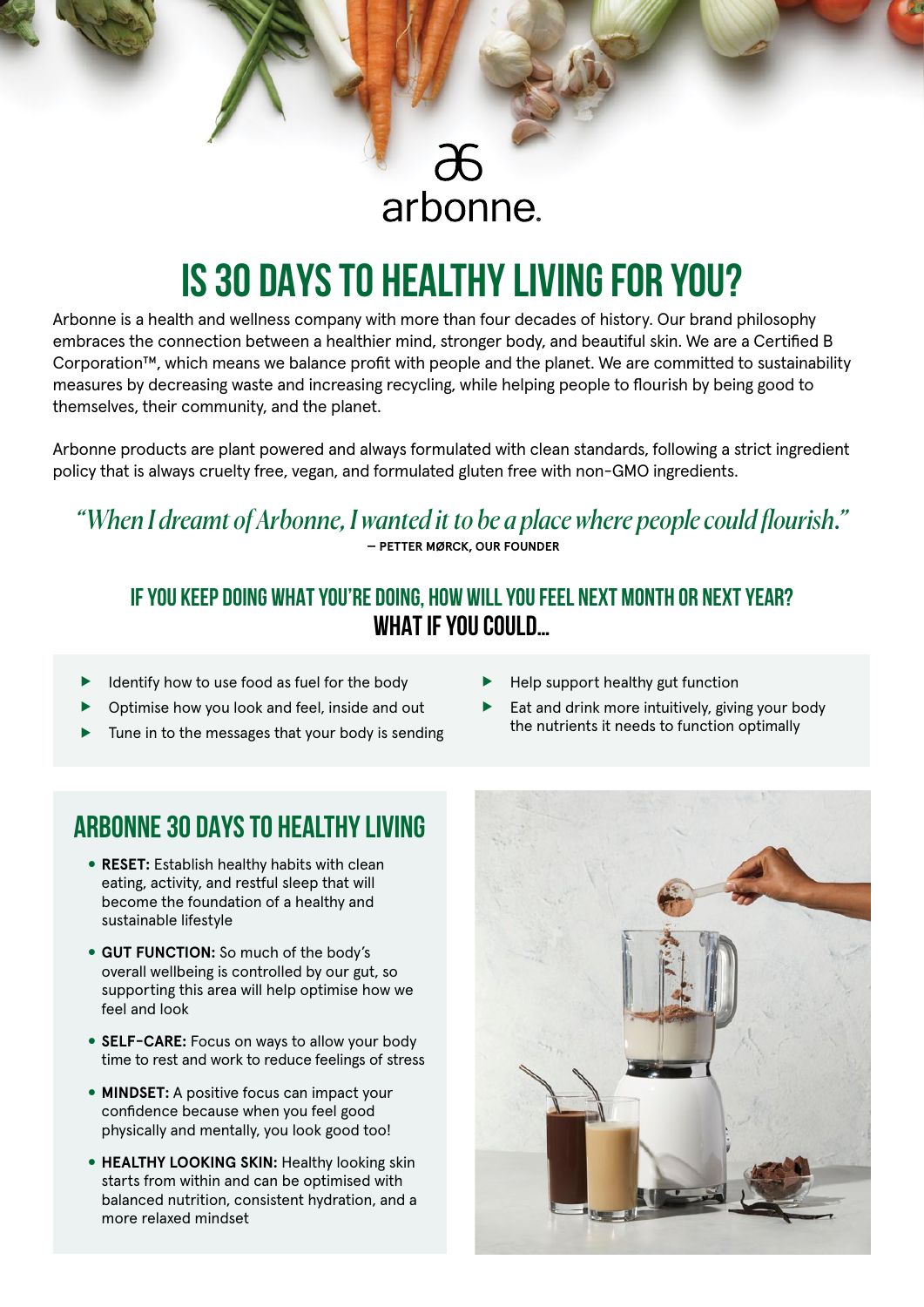arbonne.

# IS 30 DAYS TO HEALTHY LIVING FOR YOU?

Arbonne is a health and wellness company with more than four decades of history. Our brand philosophy embraces the connection between a healthier mind, stronger body, and beautiful skin. We are a Certified B Corporation™, which means we balance profit with people and the planet. We are committed to sustainability measures by decreasing waste and increasing recycling, while helping people to flourish by being good to themselves, their community, and the planet.

Arbonne products are plant powered and always formulated with clean standards, following a strict ingredient policy that is always cruelty free, vegan, and formulated gluten free with non-GMO ingredients.

*"When I dreamt of Arbonne, I wanted it to be a place where people could flourish."*
**— PETTER MØRCK, OUR FOUNDER**

## IF YOU KEEP DOING WHAT YOU'RE DOING, HOW WILL YOU FEEL NEXT MONTH OR NEXT YEAR?
## WHAT IF YOU COULD...

- Identify how to use food as fuel for the body
- Optimise how you look and feel, inside and out
- Tune in to the messages that your body is sending
- Help support healthy gut function
- Eat and drink more intuitively, giving your body the nutrients it needs to function optimally

## ARBONNE 30 DAYS TO HEALTHY LIVING

- **RESET:** Establish healthy habits with clean eating, activity, and restful sleep that will become the foundation of a healthy and sustainable lifestyle
- **GUT FUNCTION:** So much of the body's overall wellbeing is controlled by our gut, so supporting this area will help optimise how we feel and look
- **SELF-CARE:** Focus on ways to allow your body time to rest and work to reduce feelings of stress
- **MINDSET:** A positive focus can impact your confidence because when you feel good physically and mentally, you look good too!
- **HEALTHY LOOKING SKIN:** Healthy looking skin starts from within and can be optimised with balanced nutrition, consistent hydration, and a more relaxed mindset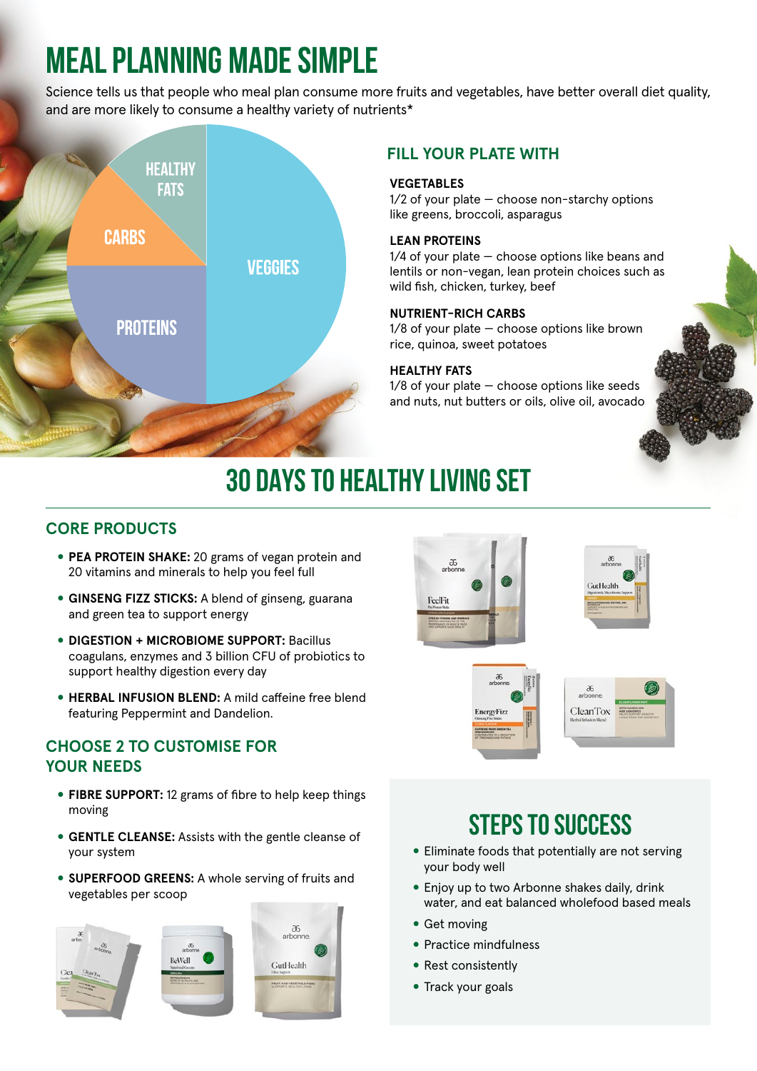# MEAL PLANNING MADE SIMPLE

Science tells us that people who meal plan consume more fruits and vegetables, have better overall diet quality, and are more likely to consume a healthy variety of nutrients*

HEALTHY FATS

CARBS

VEGGIES

PROTEINS

## FILL YOUR PLATE WITH

**VEGETABLES**
1/2 of your plate — choose non-starchy options like greens, broccoli, asparagus

**LEAN PROTEINS**
1/4 of your plate — choose options like beans and lentils or non-vegan, lean protein choices such as wild fish, chicken, turkey, beef

**NUTRIENT-RICH CARBS**
1/8 of your plate — choose options like brown rice, quinoa, sweet potatoes

**HEALTHY FATS**
1/8 of your plate — choose options like seeds and nuts, nut butters or oils, olive oil, avocado

# 30 DAYS TO HEALTHY LIVING SET

## CORE PRODUCTS

- **PEA PROTEIN SHAKE:** 20 grams of vegan protein and 20 vitamins and minerals to help you feel full
- **GINSENG FIZZ STICKS:** A blend of ginseng, guarana and green tea to support energy
- **DIGESTION + MICROBIOME SUPPORT:** Bacillus coagulans, enzymes and 3 billion CFU of probiotics to support healthy digestion every day
- **HERBAL INFUSION BLEND:** A mild caffeine free blend featuring Peppermint and Dandelion.

## CHOOSE 2 TO CUSTOMISE FOR YOUR NEEDS

- **FIBRE SUPPORT:** 12 grams of fibre to help keep things moving
- **GENTLE CLEANSE:** Assists with the gentle cleanse of your system
- **SUPERFOOD GREENS:** A whole serving of fruits and vegetables per scoop

## STEPS TO SUCCESS

- Eliminate foods that potentially are not serving your body well
- Enjoy up to two Arbonne shakes daily, drink water, and eat balanced wholefood based meals
- Get moving
- Practice mindfulness
- Rest consistently
- Track your goals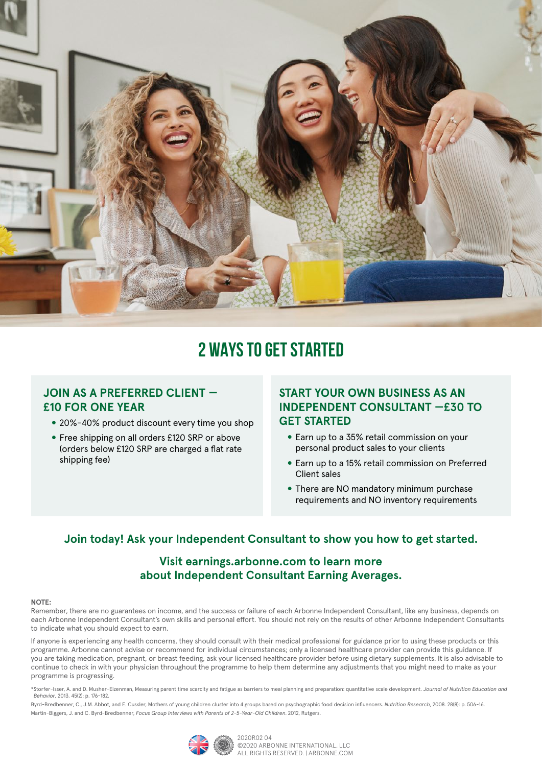# 2 WAYS TO GET STARTED

## JOIN AS A PREFERRED CLIENT – £10 FOR ONE YEAR

- 20%-40% product discount every time you shop
- Free shipping on all orders £120 SRP or above (orders below £120 SRP are charged a flat rate shipping fee)

## START YOUR OWN BUSINESS AS AN INDEPENDENT CONSULTANT –£30 TO GET STARTED

- Earn up to a 35% retail commission on your personal product sales to your clients
- Earn up to a 15% retail commission on Preferred Client sales
- There are NO mandatory minimum purchase requirements and NO inventory requirements

**Join today! Ask your Independent Consultant to show you how to get started.**

**Visit earnings.arbonne.com to learn more about Independent Consultant Earning Averages.**

**NOTE:**

Remember, there are no guarantees on income, and the success or failure of each Arbonne Independent Consultant, like any business, depends on each Arbonne Independent Consultant's own skills and personal effort. You should not rely on the results of other Arbonne Independent Consultants to indicate what you should expect to earn.

If anyone is experiencing any health concerns, they should consult with their medical professional for guidance prior to using these products or this programme. Arbonne cannot advise or recommend for individual circumstances; only a licensed healthcare provider can provide this guidance. If you are taking medication, pregnant, or breast feeding, ask your licensed healthcare provider before using dietary supplements. It is also advisable to continue to check in with your physician throughout the programme to help them determine any adjustments that you might need to make as your programme is progressing.

*Storfer-Isser, A. and D. Musher-Eizenman, Measuring parent time scarcity and fatigue as barriers to meal planning and preparation: quantitative scale development. *Journal of Nutrition Education and Behavior*, 2013. 45(2): p. 176-182.

Byrd-Bredbenner, C., J.M. Abbot, and E. Cussler, Mothers of young children cluster into 4 groups based on psychographic food decision influencers. *Nutrition Research*, 2008. 28(8): p. 506-16.

Martin-Biggers, J. and C. Byrd-Bredbenner, *Focus Group Interviews with Parents of 2-5-Year-Old Children.* 2012, Rutgers.

2020R02 04
©2020 ARBONNE INTERNATIONAL, LLC
ALL RIGHTS RESERVED. | ARBONNE.COM